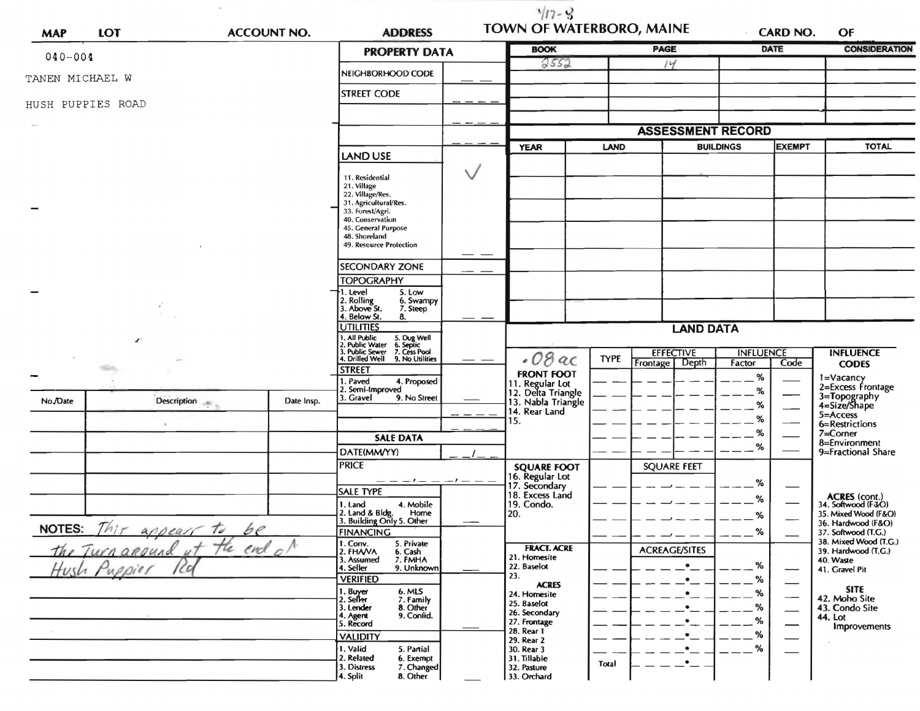3/17-8

# TOWN OF WATERBORO, MAINE

| MAP | LOT | ACCOUNT NO. | ADDRESS | CARD NO. | OF |
|---|---|---|---|---|---|
| 040-004 | | | | | |

TANEN MICHAEL W

HUSH PUPPIES ROAD

| BOOK | PAGE | DATE | CONSIDERATION |
|---|---|---|---|
| 2552 | 14 | | |
| | | | |
| | | | |
| | | | |

## PROPERTY DATA

NEIGHBORHOOD CODE

STREET CODE

LAND USE ✓

11. Residential
21. Village
22. Village/Res.
31. Agricultural/Res.
33. Forest/Agri.
40. Conservation
45. General Purpose
48. Shoreland
49. Resource Protection

SECONDARY ZONE

TOPOGRAPHY
1. Level 5. Low
2. Rolling 6. Swampy
3. Above St. 7. Steep
4. Below St. 8.

UTILITIES
1. All Public 5. Dug Well
2. Public Water 6. Septic
3. Public Sewer 7. Cess Pool
4. Drilled Well 9. No Utilities

STREET
1. Paved 4. Proposed
2. Semi-Improved
3. Gravel 9. No Street

## SALE DATA

DATE(MM/YY)

PRICE

SALE TYPE
1. Land 4. Mobile Home
2. Land & Bldg.
3. Building Only 5. Other

FINANCING
1. Conv. 5. Private
2. FHA/VA 6. Cash
3. Assumed 7. FMHA
4. Seller 9. Unknown

VERIFIED
1. Buyer 6. MLS
2. Seller 7. Family
3. Lender 8. Other
4. Agent 9. Confid.
5. Record

VALIDITY
1. Valid 5. Partial
2. Related 6. Exempt
3. Distress 7. Changed
4. Split 8. Other

## ASSESSMENT RECORD

| YEAR | LAND | BUILDINGS | EXEMPT | TOTAL |
|---|---|---|---|---|
| | | | | |

## LAND DATA

.08 ac

| | TYPE | EFFECTIVE Frontage | EFFECTIVE Depth | INFLUENCE Factor | INFLUENCE Code |
|---|---|---|---|---|---|
| **FRONT FOOT** | | | | | |
| 11. Regular Lot | | | | % | |
| 12. Delta Triangle | | | | % | |
| 13. Nabla Triangle | | | | % | |
| 14. Rear Land | | | | % | |
| 15. | | | | % | |
| | | | | % | |
| **SQUARE FOOT** | | SQUARE FEET | | | |
| 16. Regular Lot | | | | % | |
| 17. Secondary | | | | % | |
| 18. Excess Land | | | | % | |
| 19. Condo. | | | | % | |
| 20. | | | | | |
| **FRACT. ACRE** | | ACREAGE/SITES | | | |
| 21. Homesite | | | | % | |
| 22. Baselot | | | | % | |
| 23. | | | | % | |
| **ACRES** | | | | | |
| 24. Homesite | | | | % | |
| 25. Baselot | | | | % | |
| 26. Secondary | | | | % | |
| 27. Frontage | | | | % | |
| 28. Rear 1 | | | | % | |
| 29. Rear 2 | | | | % | |
| 30. Rear 3 | | | | | |
| 31. Tillable | Total | | | | |
| 32. Pasture | | | | | |
| 33. Orchard | | | | | |

INFLUENCE CODES
1=Vacancy
2=Excess Frontage
3=Topography
4=Size/Shape
5=Access
6=Restrictions
7=Corner
8=Environment
9=Fractional Share

ACRES (cont.)
34. Softwood (F&O)
35. Mixed Wood (F&O)
36. Hardwood (F&O)
37. Softwood (T.G.)
38. Mixed Wood (T.G.)
39. Hardwood (T.G.)
40. Waste
41. Gravel Pit

SITE
42. Moho Site
43. Condo Site
44. Lot Improvements

| No./Date | Description | Date Insp. |
|---|---|---|
| | | |
| | | |
| | | |
| | | |
| | | |

NOTES: This appears to be the Turnaround at the end of Hush Puppies Rd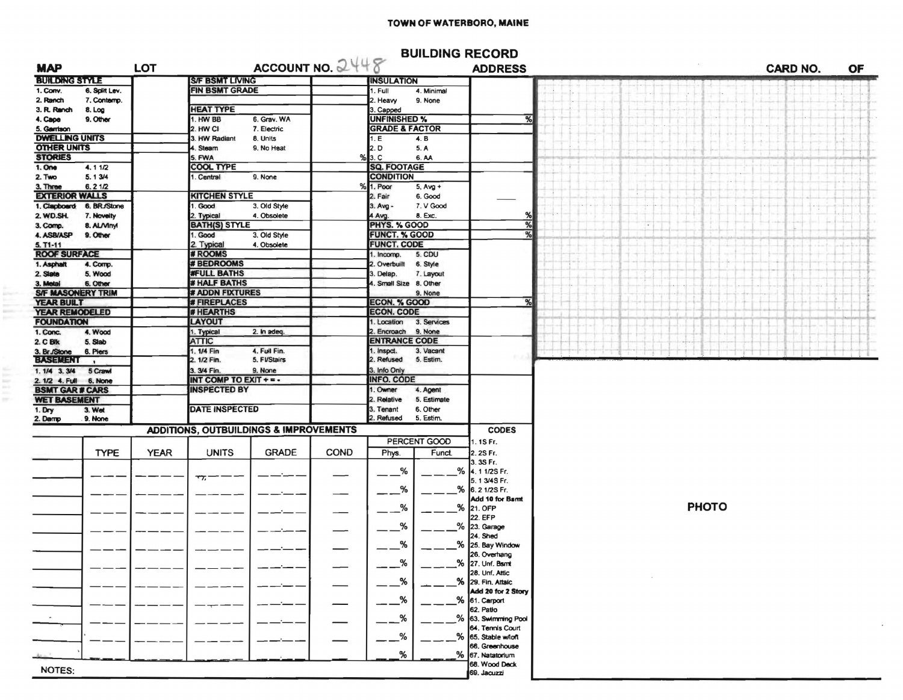TOWN OF WATERBORO, MAINE

# BUILDING RECORD

MAP | LOT | ACCOUNT NO. 2448 | ADDRESS | CARD NO. | OF

**BUILDING STYLE**
1. Conv. 6. Split Lev.
2. Ranch 7. Contemp.
3. R. Ranch 8. Log
4. Cape 9. Other
5. Garrison

**DWELLING UNITS**

**OTHER UNITS**

**STORIES**
1. One 4. 1 1/2
2. Two 5. 1 3/4
3. Three 6. 2 1/2

**EXTERIOR WALLS**
1. Clapboard 6. BR./Stone
2. WD.SH. 7. Novelty
3. Comp. 8. AL/Vinyl
4. ASB/ASP 9. Other
5. T1-11

**ROOF SURFACE**
1. Asphalt 4. Comp.
2. Slate 5. Wood
3. Metal 6. Other

**S/F MASONERY TRIM**

**YEAR BUILT**

**YEAR REMODELED**

**FOUNDATION**
1. Conc. 4. Wood
2. C Blk 5. Slab
3. Br./Stone 6. Piers

**BASEMENT**
1. 1/4 3. 3/4 5 Crawl
2. 1/2 4. Full 6. None

**BSMT GAR # CARS**

**WET BASEMENT**
1. Dry 3. Wet
2. Damp 9. None

**S/F BSMT LIVING**

**FIN BSMT GRADE**

**HEAT TYPE**
1. HW BB 6. Grav. WA
2. HW CI 7. Electric
3. HW Radiant 8. Units
4. Steam 9. No Heat
5. FWA

%

**COOL TYPE**
1. Central 9. None

%

**KITCHEN STYLE**
1. Good 3. Old Style
2. Typical 4. Obsolete

**BATH(S) STYLE**
1. Good 3. Old Style
2. Typical 4. Obsolete

**# ROOMS**

**# BEDROOMS**

**#FULL BATHS**

**# HALF BATHS**

**# ADDN FIXTURES**

**# FIREPLACES**

**# HEARTHS**

**LAYOUT**
1. Typical 2. In adeq.

**ATTIC**
1. 1/4 Fin 4. Full Fin.
2. 1/2 Fin. 5. Fl/Stairs
3. 3/4 Fin. 9. None

**INT COMP TO EXIT + = -**

**INSPECTED BY**

**DATE INSPECTED**

**INSULATION**
1. Full 4. Minimal
2. Heavy 9. None
3. Capped

**UNFINISHED %** %

**GRADE & FACTOR**
1. E 4. B
2. D 5. A
3. C 6. AA

**SQ. FOOTAGE**

**CONDITION**
1. Poor 5. Avg +
2. Fair 6. Good
3. Avg - 7. V Good
4 Avg. 8. Exc.

%

**PHYS. % GOOD** %

**FUNCT. % GOOD** %

**FUNCT. CODE**
1. Incomp. 5. CDU
2. Overbuilt 6. Style
3. Delap. 7. Layout
4. Small Size 8. Other
9. None

**ECON. % GOOD** %

**ECON. CODE**
1. Location 3. Services
2. Encroach 9. None

**ENTRANCE CODE**
1. Inspct. 3. Vacant
2. Refused 5. Estim.
3. Info Only

**INFO. CODE**
1. Owner 4. Agent
2. Relative 5. Estimate
3. Tenant 6. Other
2. Refused 5. Estim.

## ADDITIONS, OUTBUILDINGS & IMPROVEMENTS

| | TYPE | YEAR | UNITS | GRADE | COND | PERCENT GOOD Phys. | PERCENT GOOD Funct. |
|---|---|---|---|---|---|---|---|
| | | | | | | % | % |
| | | | | | | % | % |
| | | | | | | % | % |
| | | | | | | % | % |
| | | | | | | % | % |
| | | | | | | % | % |
| | | | | | | % | % |
| | | | | | | % | % |
| | | | | | | % | % |
| | | | | | | % | % |
| | | | | | | % | % |

**CODES**
1. 1S Fr.
2. 2S Fr.
3. 3S Fr.
4. 1 1/2S Fr.
5. 1 3/4S Fr.
6. 2 1/2S Fr.
**Add 10 for Bsmt**
21. OFP
22. EFP
23. Garage
24. Shed
25. Bay Window
26. Overhang
27. Unf. Bsmt
28. Unf. Attic
29. Fin. Attaic
**Add 20 for 2 Story**
61. Carport
62. Patio
63. Swimming Pool
64. Tennis Court
65. Stable w/loft
66. Greenhouse
67. Natatorium
68. Wood Deck
69. Jacuzzi

NOTES:

PHOTO